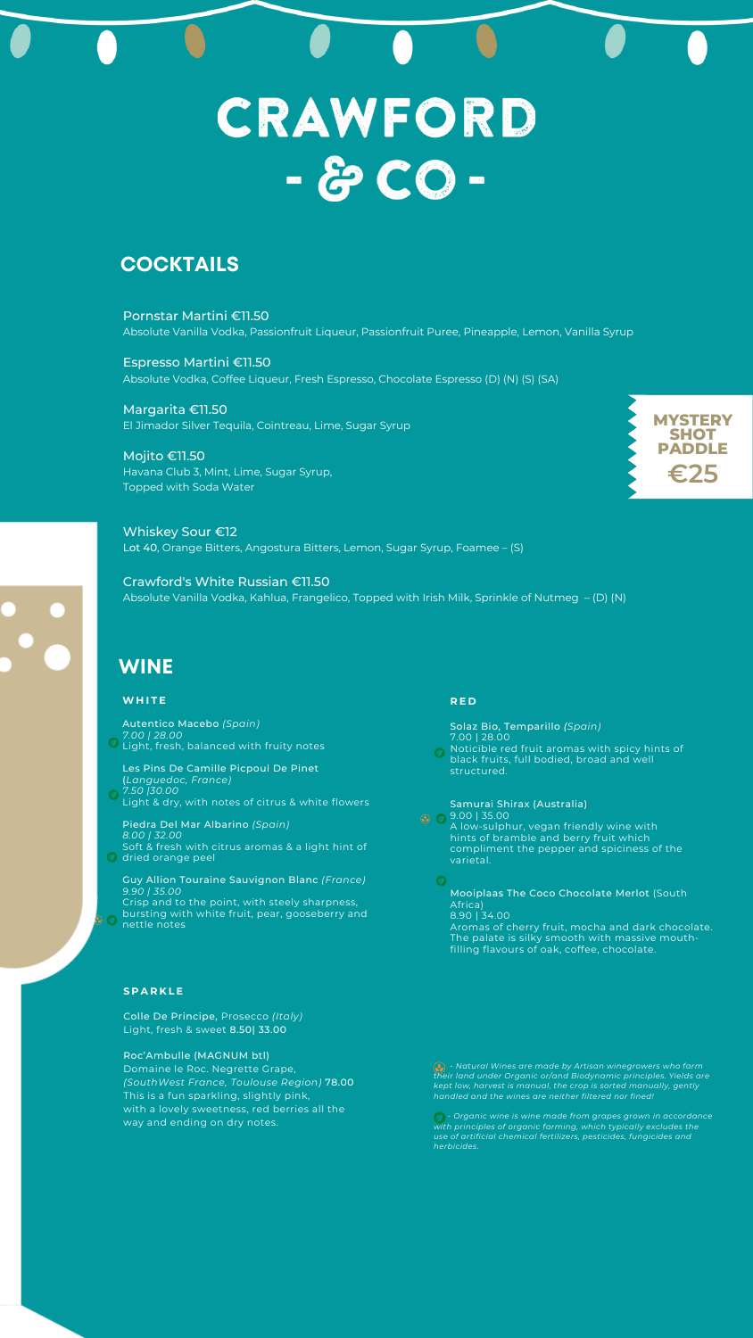# CRAWFORD - & CO -

## COCKTAILS

**Pornstar Martini €11.50**
Absolute Vanilla Vodka, Passionfruit Liqueur, Passionfruit Puree, Pineapple, Lemon, Vanilla Syrup

**Espresso Martini €11.50**
Absolute Vodka, Coffee Liqueur, Fresh Espresso, Chocolate Espresso (D) (N) (S) (SA)

**Margarita €11.50**
El Jimador Silver Tequila, Cointreau, Lime, Sugar Syrup

**Mojito €11.50**
Havana Club 3, Mint, Lime, Sugar Syrup,
Topped with Soda Water

**MYSTERY SHOT PADDLE €25**

**Whiskey Sour €12**
Lot 40, Orange Bitters, Angostura Bitters, Lemon, Sugar Syrup, Foamee – (S)

**Crawford's White Russian €11.50**
Absolute Vanilla Vodka, Kahlua, Frangelico, Topped with Irish Milk, Sprinkle of Nutmeg – (D) (N)

## WINE

### WHITE

**Autentico Macebo** *(Spain)*
*7.00 | 28.00*
Light, fresh, balanced with fruity notes

**Les Pins De Camille Picpoul De Pinet**
(*Languedoc, France)*
*7.50 |30.00*
Light & dry, with notes of citrus & white flowers

**Piedra Del Mar Albarino** *(Spain)*
*8.00 | 32.00*
Soft & fresh with citrus aromas & a light hint of dried orange peel

**Guy Allion Touraine Sauvignon Blanc** *(France)*
*9.90 | 35.00*
Crisp and to the point, with steely sharpness, bursting with white fruit, pear, gooseberry and nettle notes

### RED

**Solaz Bio, Temparillo** *(Spain)*
7.00 | 28.00
Noticible red fruit aromas with spicy hints of black fruits, full bodied, broad and well structured.

**Samurai Shirax (Australia)**
9.00 | 35.00
A low-sulphur, vegan friendly wine with hints of bramble and berry fruit which compliment the pepper and spiciness of the varietal.

**Mooiplaas The Coco Chocolate Merlot** (South Africa)
8.90 | 34.00
Aromas of cherry fruit, mocha and dark chocolate. The palate is silky smooth with massive mouth-filling flavours of oak, coffee, chocolate.

### SPARKLE

**Colle De Principe,** Prosecco *(Italy)*
Light, fresh & sweet **8.50| 33.00**

**Roc'Ambulle (MAGNUM btl)**
Domaine le Roc. Negrette Grape,
*(SouthWest France, Toulouse Region)* **78.00**
This is a fun sparkling, slightly pink, with a lovely sweetness, red berries all the way and ending on dry notes.

*- Natural Wines are made by Artisan winegrowers who farm their land under Organic or/and Biodynamic principles. Yields are kept low, harvest is manual, the crop is sorted manually, gently handled and the wines are neither filtered nor fined!*

*- Organic wine is wine made from grapes grown in accordance with principles of organic farming, which typically excludes the use of artificial chemical fertilizers, pesticides, fungicides and herbicides.*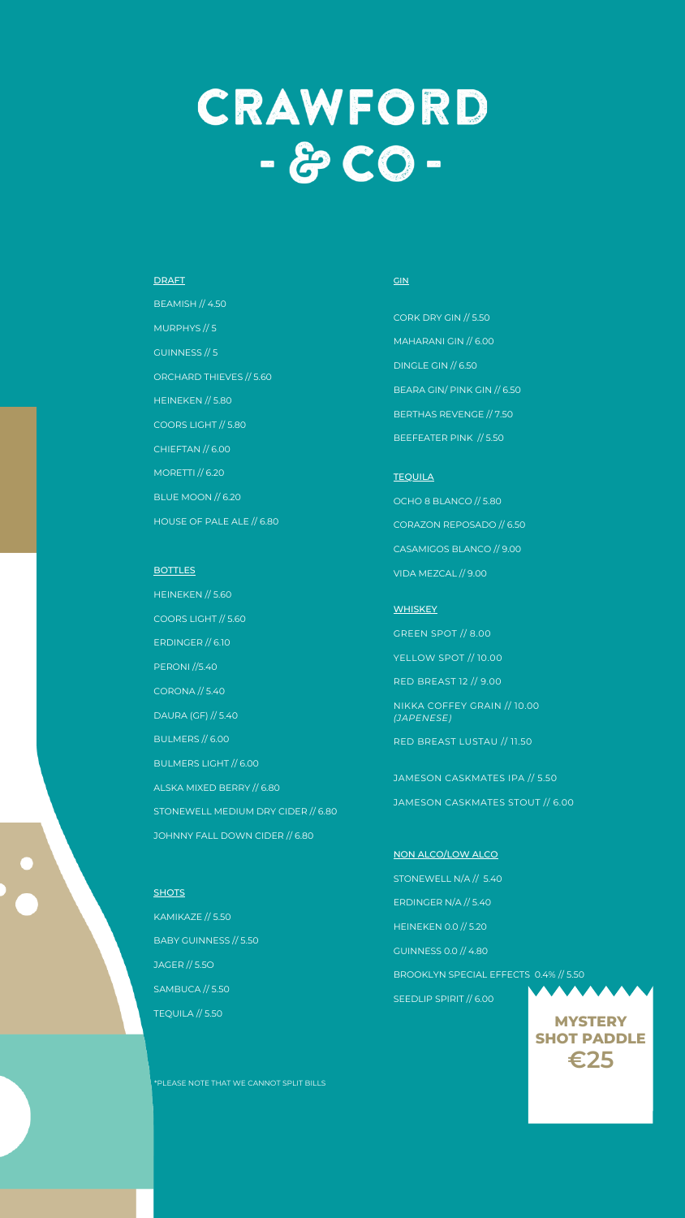# CRAWFORD
# - & CO -

## DRAFT

BEAMISH // 4.50

MURPHYS // 5

GUINNESS // 5

ORCHARD THIEVES // 5.60

HEINEKEN // 5.80

COORS LIGHT // 5.80

CHIEFTAN // 6.00

MORETTI // 6.20

BLUE MOON // 6.20

HOUSE OF PALE ALE // 6.80

## BOTTLES

HEINEKEN // 5.60

COORS LIGHT // 5.60

ERDINGER // 6.10

PERONI //5.40

CORONA // 5.40

DAURA (GF) // 5.40

BULMERS // 6.00

BULMERS LIGHT // 6.00

ALSKA MIXED BERRY // 6.80

STONEWELL MEDIUM DRY CIDER // 6.80

JOHNNY FALL DOWN CIDER // 6.80

## SHOTS

KAMIKAZE // 5.50

BABY GUINNESS // 5.50

JAGER // 5.5O

SAMBUCA // 5.50

TEQUILA // 5.50

## GIN

CORK DRY GIN // 5.50

MAHARANI GIN // 6.00

DINGLE GIN // 6.50

BEARA GIN/ PINK GIN // 6.50

BERTHAS REVENGE // 7.50

BEEFEATER PINK // 5.50

## TEQUILA

OCHO 8 BLANCO // 5.80

CORAZON REPOSADO // 6.50

CASAMIGOS BLANCO // 9.00

VIDA MEZCAL // 9.00

## WHISKEY

GREEN SPOT // 8.00

YELLOW SPOT // 10.00

RED BREAST 12 // 9.00

NIKKA COFFEY GRAIN // 10.00
*(JAPENESE)*

RED BREAST LUSTAU // 11.50

JAMESON CASKMATES IPA // 5.50

JAMESON CASKMATES STOUT // 6.00

## NON ALCO/LOW ALCO

STONEWELL N/A // 5.40

ERDINGER N/A // 5.40

HEINEKEN 0.0 // 5.20

GUINNESS 0.0 // 4.80

BROOKLYN SPECIAL EFFECTS 0.4% // 5.50

SEEDLIP SPIRIT // 6.00

**MYSTERY SHOT PADDLE €25**

*PLEASE NOTE THAT WE CANNOT SPLIT BILLS